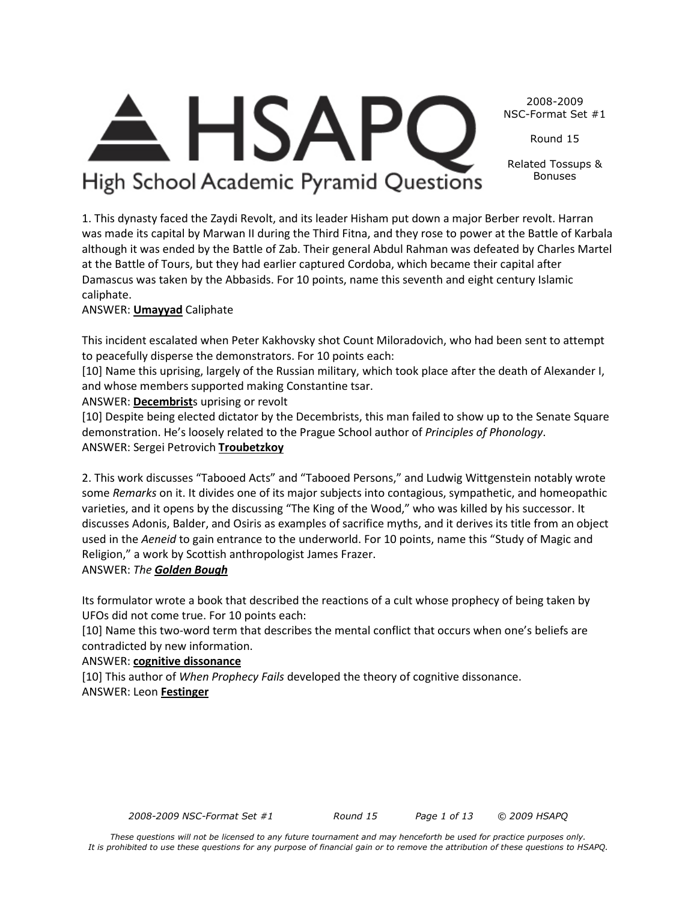# HSAPQ High School Academic Pyramid Questions

2008-2009 NSC-Format Set #1

Round 15

Related Tossups & Bonuses

1. This dynasty faced the Zaydi Revolt, and its leader Hisham put down a major Berber revolt. Harran was made its capital by Marwan II during the Third Fitna, and they rose to power at the Battle of Karbala although it was ended by the Battle of Zab. Their general Abdul Rahman was defeated by Charles Martel at the Battle of Tours, but they had earlier captured Cordoba, which became their capital after Damascus was taken by the Abbasids. For 10 points, name this seventh and eight century Islamic caliphate.
ANSWER: **Umayyad** Caliphate

This incident escalated when Peter Kakhovsky shot Count Miloradovich, who had been sent to attempt to peacefully disperse the demonstrators. For 10 points each:
[10] Name this uprising, largely of the Russian military, which took place after the death of Alexander I, and whose members supported making Constantine tsar.
ANSWER: **Decembrist**s uprising or revolt
[10] Despite being elected dictator by the Decembrists, this man failed to show up to the Senate Square demonstration. He's loosely related to the Prague School author of *Principles of Phonology*.
ANSWER: Sergei Petrovich **Troubetzkoy**

2. This work discusses "Tabooed Acts" and "Tabooed Persons," and Ludwig Wittgenstein notably wrote some *Remarks* on it. It divides one of its major subjects into contagious, sympathetic, and homeopathic varieties, and it opens by the discussing "The King of the Wood," who was killed by his successor. It discusses Adonis, Balder, and Osiris as examples of sacrifice myths, and it derives its title from an object used in the *Aeneid* to gain entrance to the underworld. For 10 points, name this "Study of Magic and Religion," a work by Scottish anthropologist James Frazer.
ANSWER: *The* ***Golden Bough***

Its formulator wrote a book that described the reactions of a cult whose prophecy of being taken by UFOs did not come true. For 10 points each:
[10] Name this two-word term that describes the mental conflict that occurs when one's beliefs are contradicted by new information.
ANSWER: **cognitive dissonance**
[10] This author of *When Prophecy Fails* developed the theory of cognitive dissonance.
ANSWER: Leon **Festinger**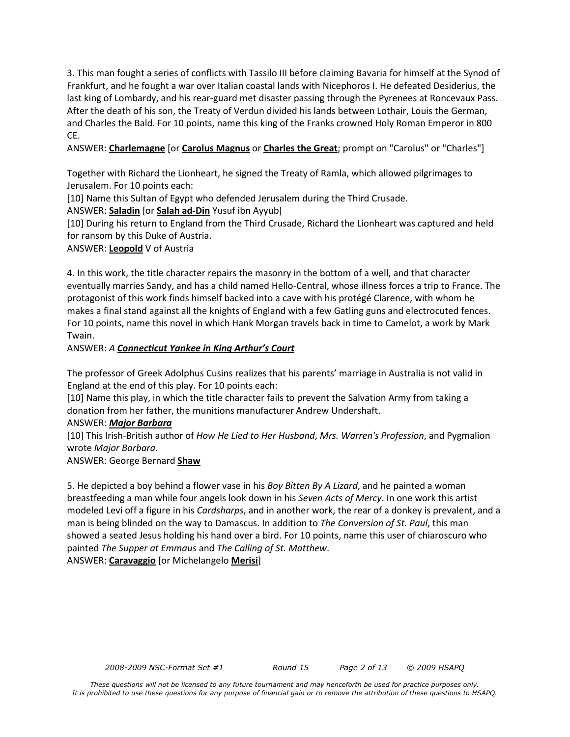3. This man fought a series of conflicts with Tassilo III before claiming Bavaria for himself at the Synod of Frankfurt, and he fought a war over Italian coastal lands with Nicephoros I. He defeated Desiderius, the last king of Lombardy, and his rear-guard met disaster passing through the Pyrenees at Roncevaux Pass. After the death of his son, the Treaty of Verdun divided his lands between Lothair, Louis the German, and Charles the Bald. For 10 points, name this king of the Franks crowned Holy Roman Emperor in 800 CE.

ANSWER: **Charlemagne** [or **Carolus Magnus** or **Charles the Great**; prompt on "Carolus" or "Charles"]

Together with Richard the Lionheart, he signed the Treaty of Ramla, which allowed pilgrimages to Jerusalem. For 10 points each:

[10] Name this Sultan of Egypt who defended Jerusalem during the Third Crusade.

ANSWER: **Saladin** [or **Salah ad-Din** Yusuf ibn Ayyub]

[10] During his return to England from the Third Crusade, Richard the Lionheart was captured and held for ransom by this Duke of Austria.

ANSWER: **Leopold** V of Austria

4. In this work, the title character repairs the masonry in the bottom of a well, and that character eventually marries Sandy, and has a child named Hello-Central, whose illness forces a trip to France. The protagonist of this work finds himself backed into a cave with his protégé Clarence, with whom he makes a final stand against all the knights of England with a few Gatling guns and electrocuted fences. For 10 points, name this novel in which Hank Morgan travels back in time to Camelot, a work by Mark Twain.

ANSWER: *A **Connecticut Yankee in King Arthur's Court***

The professor of Greek Adolphus Cusins realizes that his parents' marriage in Australia is not valid in England at the end of this play. For 10 points each:

[10] Name this play, in which the title character fails to prevent the Salvation Army from taking a donation from her father, the munitions manufacturer Andrew Undershaft.

ANSWER: ***Major Barbara***

[10] This Irish-British author of *How He Lied to Her Husband*, *Mrs. Warren's Profession*, and Pygmalion wrote *Major Barbara*.

ANSWER: George Bernard **Shaw**

5. He depicted a boy behind a flower vase in his *Boy Bitten By A Lizard*, and he painted a woman breastfeeding a man while four angels look down in his *Seven Acts of Mercy*. In one work this artist modeled Levi off a figure in his *Cardsharps*, and in another work, the rear of a donkey is prevalent, and a man is being blinded on the way to Damascus. In addition to *The Conversion of St. Paul*, this man showed a seated Jesus holding his hand over a bird. For 10 points, name this user of chiaroscuro who painted *The Supper at Emmaus* and *The Calling of St. Matthew*.

ANSWER: **Caravaggio** [or Michelangelo **Merisi**]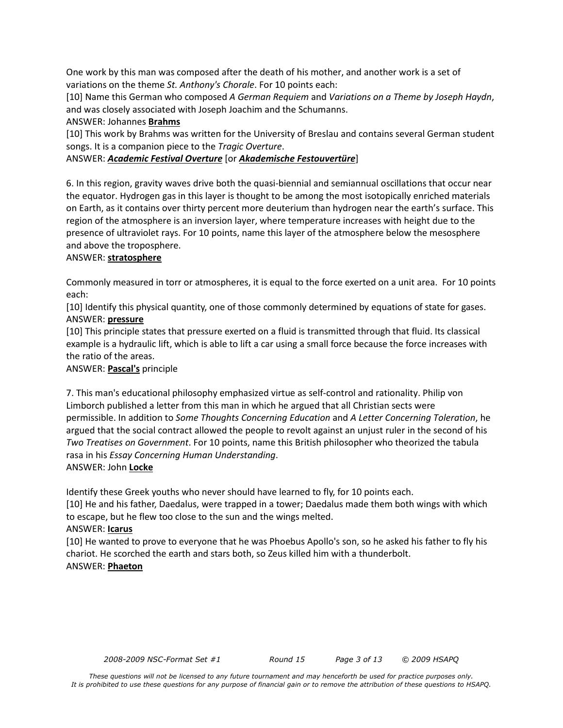One work by this man was composed after the death of his mother, and another work is a set of variations on the theme *St. Anthony's Chorale*. For 10 points each:

[10] Name this German who composed *A German Requiem* and *Variations on a Theme by Joseph Haydn*, and was closely associated with Joseph Joachim and the Schumanns.

ANSWER: Johannes **Brahms**

[10] This work by Brahms was written for the University of Breslau and contains several German student songs. It is a companion piece to the *Tragic Overture*.

ANSWER: ***Academic Festival Overture*** [or ***Akademische Festouvertüre***]

6. In this region, gravity waves drive both the quasi-biennial and semiannual oscillations that occur near the equator. Hydrogen gas in this layer is thought to be among the most isotopically enriched materials on Earth, as it contains over thirty percent more deuterium than hydrogen near the earth's surface. This region of the atmosphere is an inversion layer, where temperature increases with height due to the presence of ultraviolet rays. For 10 points, name this layer of the atmosphere below the mesosphere and above the troposphere.

ANSWER: **stratosphere**

Commonly measured in torr or atmospheres, it is equal to the force exerted on a unit area. For 10 points each:

[10] Identify this physical quantity, one of those commonly determined by equations of state for gases.

ANSWER: **pressure**

[10] This principle states that pressure exerted on a fluid is transmitted through that fluid. Its classical example is a hydraulic lift, which is able to lift a car using a small force because the force increases with the ratio of the areas.

ANSWER: **Pascal's** principle

7. This man's educational philosophy emphasized virtue as self-control and rationality. Philip von Limborch published a letter from this man in which he argued that all Christian sects were permissible. In addition to *Some Thoughts Concerning Education* and *A Letter Concerning Toleration*, he argued that the social contract allowed the people to revolt against an unjust ruler in the second of his *Two Treatises on Government*. For 10 points, name this British philosopher who theorized the tabula rasa in his *Essay Concerning Human Understanding*.

ANSWER: John **Locke**

Identify these Greek youths who never should have learned to fly, for 10 points each.

[10] He and his father, Daedalus, were trapped in a tower; Daedalus made them both wings with which to escape, but he flew too close to the sun and the wings melted.

ANSWER: **Icarus**

[10] He wanted to prove to everyone that he was Phoebus Apollo's son, so he asked his father to fly his chariot. He scorched the earth and stars both, so Zeus killed him with a thunderbolt.

ANSWER: **Phaeton**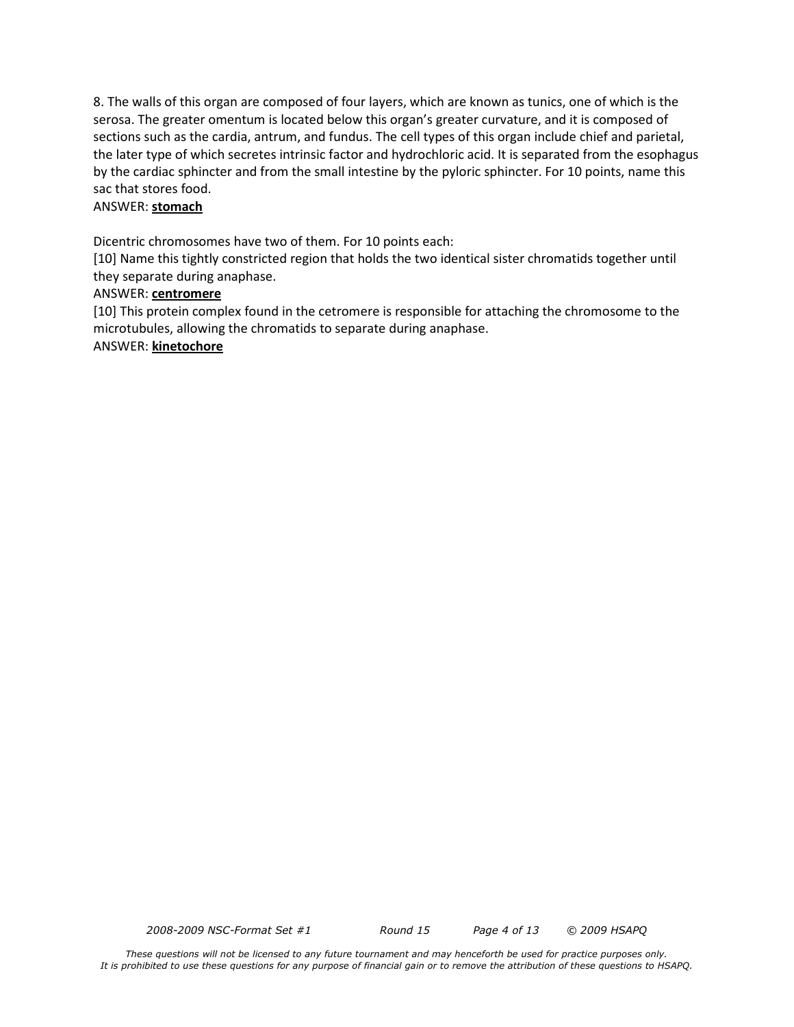8. The walls of this organ are composed of four layers, which are known as tunics, one of which is the serosa. The greater omentum is located below this organ's greater curvature, and it is composed of sections such as the cardia, antrum, and fundus. The cell types of this organ include chief and parietal, the later type of which secretes intrinsic factor and hydrochloric acid. It is separated from the esophagus by the cardiac sphincter and from the small intestine by the pyloric sphincter. For 10 points, name this sac that stores food.

ANSWER: **stomach**

Dicentric chromosomes have two of them. For 10 points each:

[10] Name this tightly constricted region that holds the two identical sister chromatids together until they separate during anaphase.

ANSWER: **centromere**

[10] This protein complex found in the cetromere is responsible for attaching the chromosome to the microtubules, allowing the chromatids to separate during anaphase.

ANSWER: **kinetochore**

*These questions will not be licensed to any future tournament and may henceforth be used for practice purposes only. It is prohibited to use these questions for any purpose of financial gain or to remove the attribution of these questions to HSAPQ.*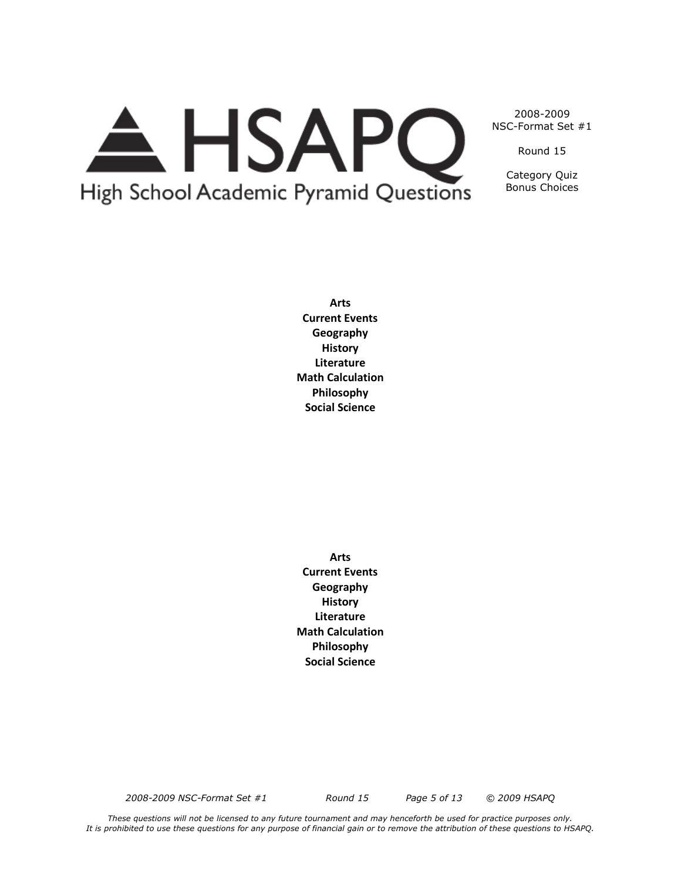2008-2009
NSC-Format Set #1

Round 15

Category Quiz
Bonus Choices

**Arts**
**Current Events**
**Geography**
**History**
**Literature**
**Math Calculation**
**Philosophy**
**Social Science**

**Arts**
**Current Events**
**Geography**
**History**
**Literature**
**Math Calculation**
**Philosophy**
**Social Science**

*These questions will not be licensed to any future tournament and may henceforth be used for practice purposes only.*
*It is prohibited to use these questions for any purpose of financial gain or to remove the attribution of these questions to HSAPQ.*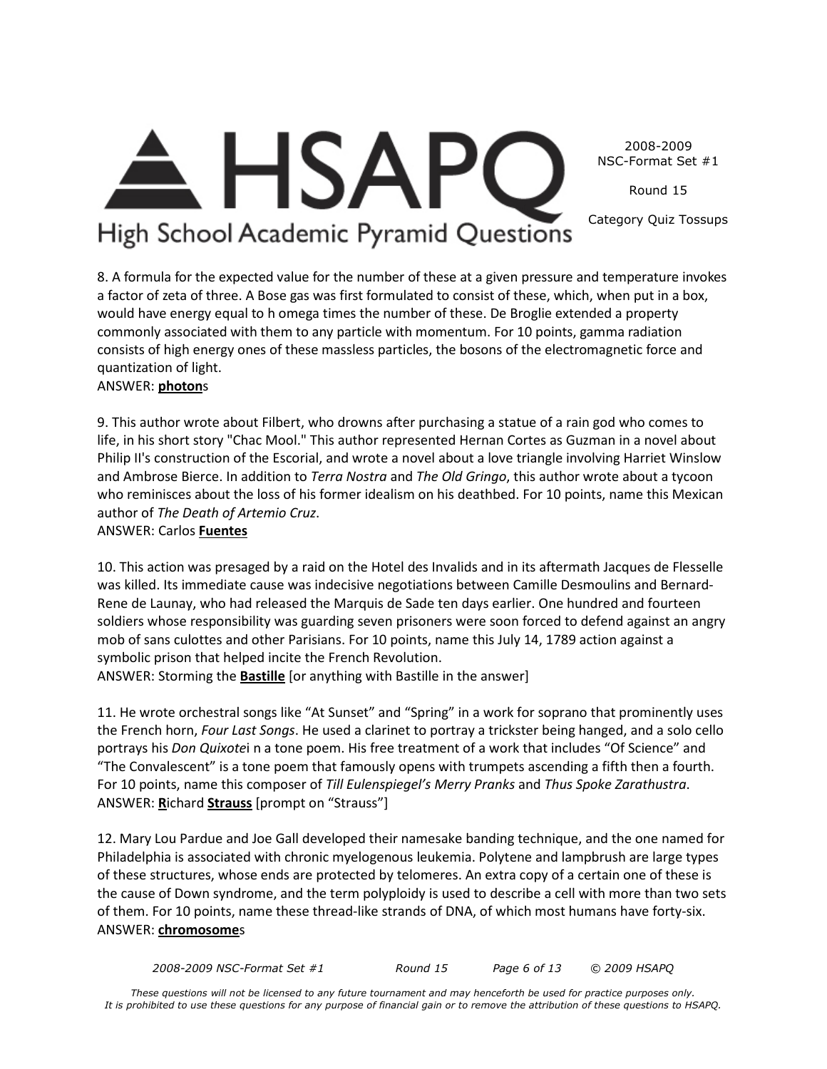8. A formula for the expected value for the number of these at a given pressure and temperature invokes a factor of zeta of three. A Bose gas was first formulated to consist of these, which, when put in a box, would have energy equal to h omega times the number of these. De Broglie extended a property commonly associated with them to any particle with momentum. For 10 points, gamma radiation consists of high energy ones of these massless particles, the bosons of the electromagnetic force and quantization of light.
ANSWER: **photon**s

9. This author wrote about Filbert, who drowns after purchasing a statue of a rain god who comes to life, in his short story "Chac Mool." This author represented Hernan Cortes as Guzman in a novel about Philip II's construction of the Escorial, and wrote a novel about a love triangle involving Harriet Winslow and Ambrose Bierce. In addition to *Terra Nostra* and *The Old Gringo*, this author wrote about a tycoon who reminisces about the loss of his former idealism on his deathbed. For 10 points, name this Mexican author of *The Death of Artemio Cruz*.
ANSWER: Carlos **Fuentes**

10. This action was presaged by a raid on the Hotel des Invalids and in its aftermath Jacques de Flesselle was killed. Its immediate cause was indecisive negotiations between Camille Desmoulins and Bernard-Rene de Launay, who had released the Marquis de Sade ten days earlier. One hundred and fourteen soldiers whose responsibility was guarding seven prisoners were soon forced to defend against an angry mob of sans culottes and other Parisians. For 10 points, name this July 14, 1789 action against a symbolic prison that helped incite the French Revolution.
ANSWER: Storming the **Bastille** [or anything with Bastille in the answer]

11. He wrote orchestral songs like "At Sunset" and "Spring" in a work for soprano that prominently uses the French horn, *Four Last Songs*. He used a clarinet to portray a trickster being hanged, and a solo cello portrays his *Don Quixote*i n a tone poem. His free treatment of a work that includes "Of Science" and "The Convalescent" is a tone poem that famously opens with trumpets ascending a fifth then a fourth. For 10 points, name this composer of *Till Eulenspiegel's Merry Pranks* and *Thus Spoke Zarathustra*.
ANSWER: **R**ichard **Strauss** [prompt on "Strauss"]

12. Mary Lou Pardue and Joe Gall developed their namesake banding technique, and the one named for Philadelphia is associated with chronic myelogenous leukemia. Polytene and lampbrush are large types of these structures, whose ends are protected by telomeres. An extra copy of a certain one of these is the cause of Down syndrome, and the term polyploidy is used to describe a cell with more than two sets of them. For 10 points, name these thread-like strands of DNA, of which most humans have forty-six.
ANSWER: **chromosome**s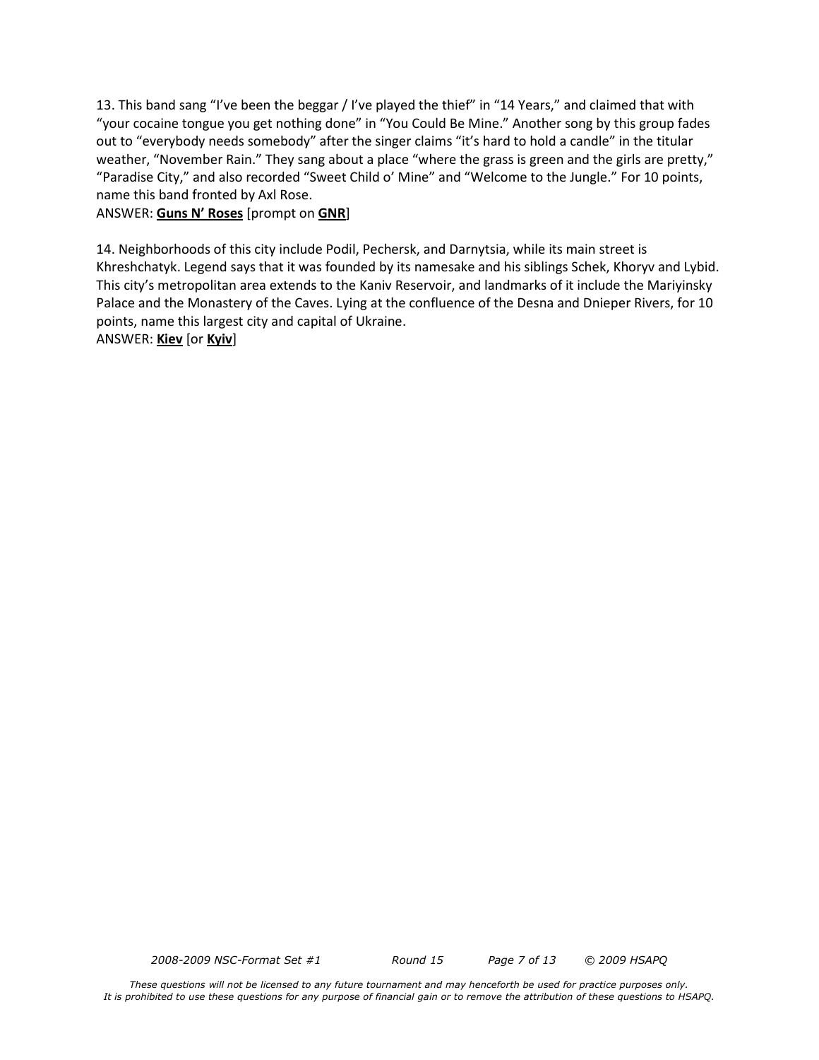13. This band sang “I’ve been the beggar / I’ve played the thief” in “14 Years,” and claimed that with “your cocaine tongue you get nothing done” in “You Could Be Mine.” Another song by this group fades out to “everybody needs somebody” after the singer claims “it’s hard to hold a candle” in the titular weather, “November Rain.” They sang about a place “where the grass is green and the girls are pretty,” “Paradise City,” and also recorded “Sweet Child o’ Mine” and “Welcome to the Jungle.” For 10 points, name this band fronted by Axl Rose.

ANSWER: **Guns N’ Roses** [prompt on **GNR**]

14. Neighborhoods of this city include Podil, Pechersk, and Darnytsia, while its main street is Khreshchatyk. Legend says that it was founded by its namesake and his siblings Schek, Khoryv and Lybid. This city’s metropolitan area extends to the Kaniv Reservoir, and landmarks of it include the Mariyinsky Palace and the Monastery of the Caves. Lying at the confluence of the Desna and Dnieper Rivers, for 10 points, name this largest city and capital of Ukraine.

ANSWER: **Kiev** [or **Kyiv**]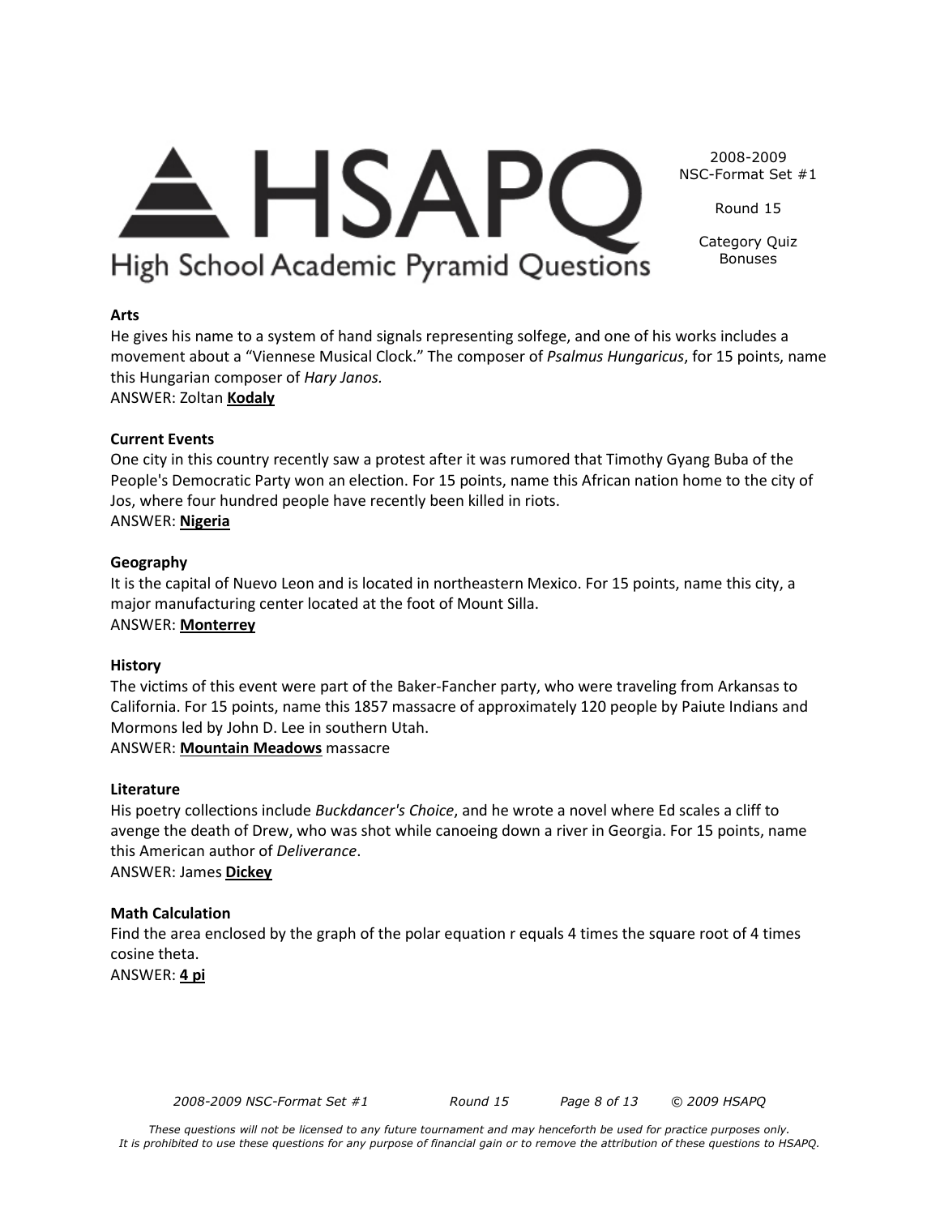**Arts**

He gives his name to a system of hand signals representing solfege, and one of his works includes a movement about a "Viennese Musical Clock." The composer of *Psalmus Hungaricus*, for 15 points, name this Hungarian composer of *Hary Janos.*

ANSWER: Zoltan **<u>Kodaly</u>**

**Current Events**

One city in this country recently saw a protest after it was rumored that Timothy Gyang Buba of the People's Democratic Party won an election. For 15 points, name this African nation home to the city of Jos, where four hundred people have recently been killed in riots.

ANSWER: **<u>Nigeria</u>**

**Geography**

It is the capital of Nuevo Leon and is located in northeastern Mexico. For 15 points, name this city, a major manufacturing center located at the foot of Mount Silla.

ANSWER: **<u>Monterrey</u>**

**History**

The victims of this event were part of the Baker-Fancher party, who were traveling from Arkansas to California. For 15 points, name this 1857 massacre of approximately 120 people by Paiute Indians and Mormons led by John D. Lee in southern Utah.

ANSWER: **<u>Mountain Meadows</u>** massacre

**Literature**

His poetry collections include *Buckdancer's Choice*, and he wrote a novel where Ed scales a cliff to avenge the death of Drew, who was shot while canoeing down a river in Georgia. For 15 points, name this American author of *Deliverance*.

ANSWER: James **<u>Dickey</u>**

**Math Calculation**

Find the area enclosed by the graph of the polar equation r equals 4 times the square root of 4 times cosine theta.

ANSWER: **<u>4 pi</u>**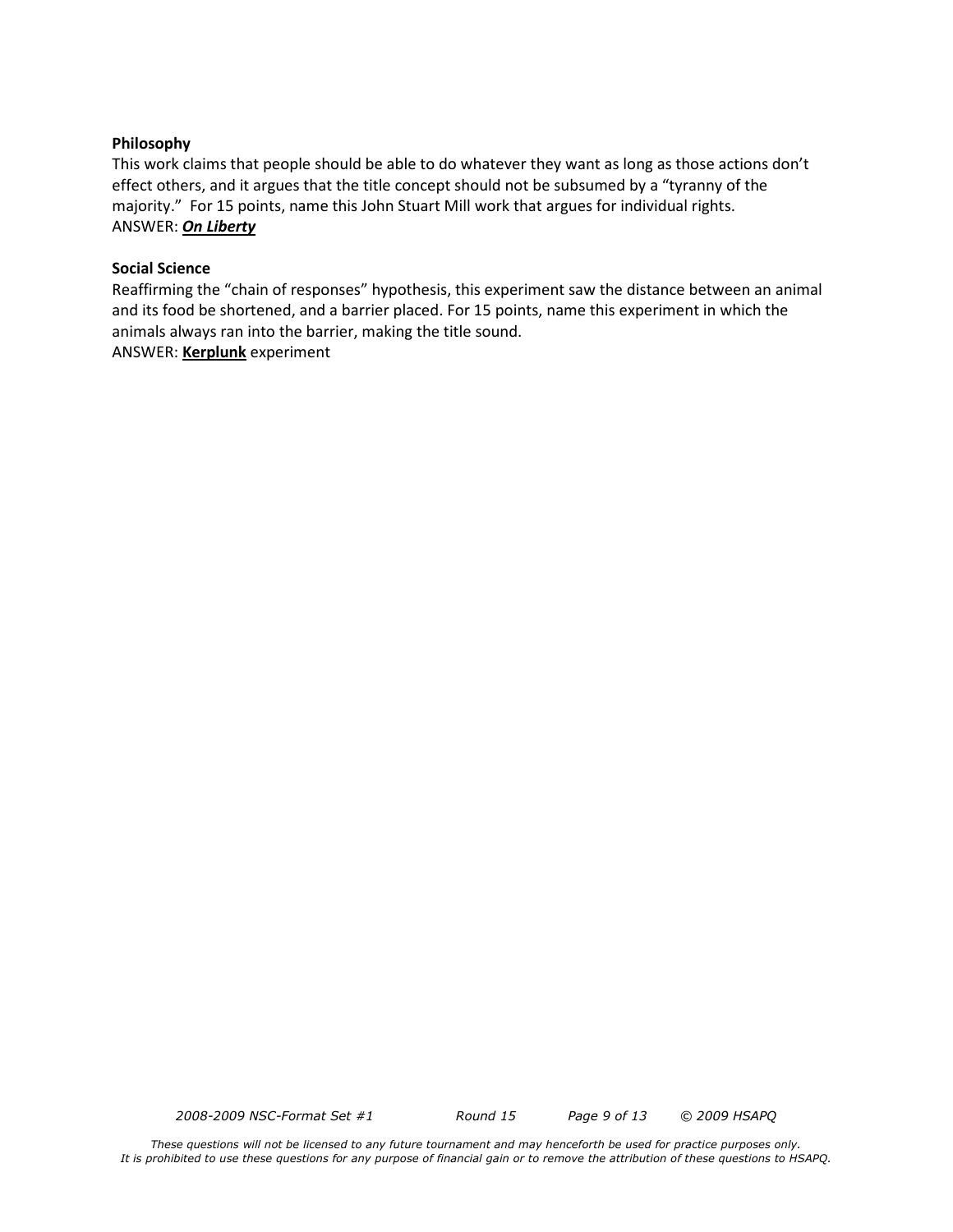**Philosophy**

This work claims that people should be able to do whatever they want as long as those actions don't effect others, and it argues that the title concept should not be subsumed by a "tyranny of the majority." For 15 points, name this John Stuart Mill work that argues for individual rights.

ANSWER: ***On Liberty***

**Social Science**

Reaffirming the "chain of responses" hypothesis, this experiment saw the distance between an animal and its food be shortened, and a barrier placed. For 15 points, name this experiment in which the animals always ran into the barrier, making the title sound.

ANSWER: **Kerplunk** experiment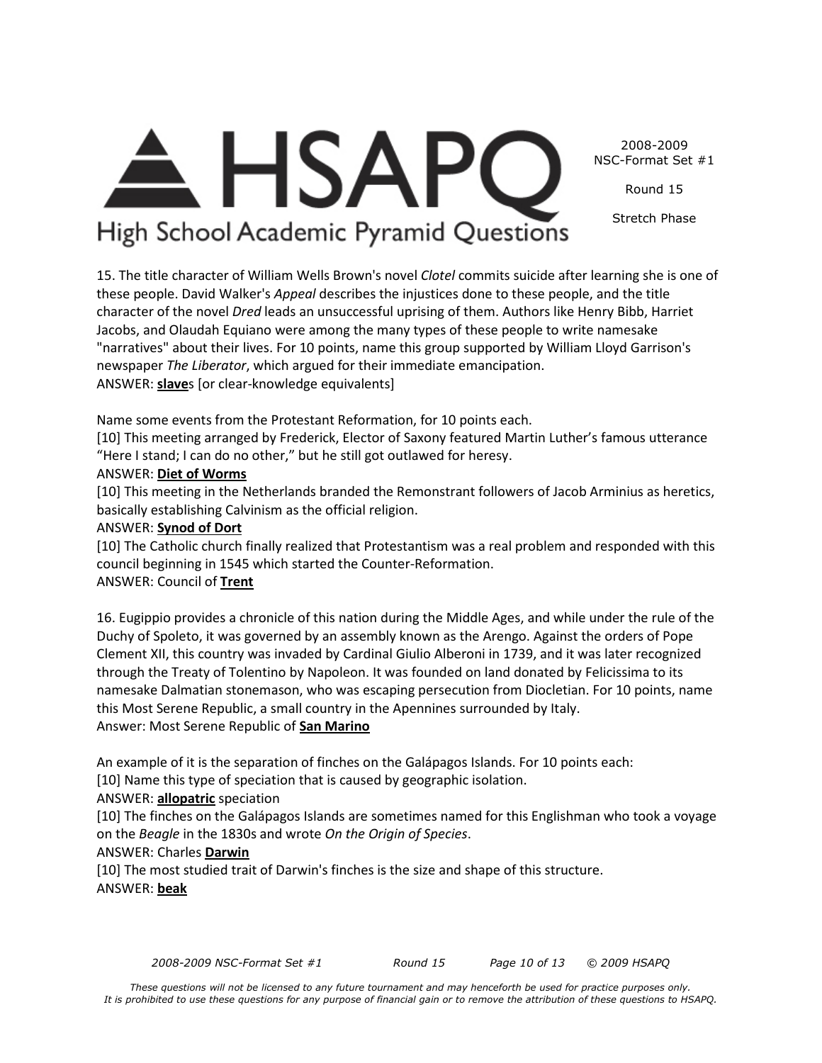15. The title character of William Wells Brown's novel *Clotel* commits suicide after learning she is one of these people. David Walker's *Appeal* describes the injustices done to these people, and the title character of the novel *Dred* leads an unsuccessful uprising of them. Authors like Henry Bibb, Harriet Jacobs, and Olaudah Equiano were among the many types of these people to write namesake "narratives" about their lives. For 10 points, name this group supported by William Lloyd Garrison's newspaper *The Liberator*, which argued for their immediate emancipation.
ANSWER: **slave**s [or clear-knowledge equivalents]

Name some events from the Protestant Reformation, for 10 points each.

[10] This meeting arranged by Frederick, Elector of Saxony featured Martin Luther's famous utterance "Here I stand; I can do no other," but he still got outlawed for heresy.
ANSWER: **Diet of Worms**

[10] This meeting in the Netherlands branded the Remonstrant followers of Jacob Arminius as heretics, basically establishing Calvinism as the official religion.
ANSWER: **Synod of Dort**

[10] The Catholic church finally realized that Protestantism was a real problem and responded with this council beginning in 1545 which started the Counter-Reformation.
ANSWER: Council of **Trent**

16. Eugippio provides a chronicle of this nation during the Middle Ages, and while under the rule of the Duchy of Spoleto, it was governed by an assembly known as the Arengo. Against the orders of Pope Clement XII, this country was invaded by Cardinal Giulio Alberoni in 1739, and it was later recognized through the Treaty of Tolentino by Napoleon. It was founded on land donated by Felicissima to its namesake Dalmatian stonemason, who was escaping persecution from Diocletian. For 10 points, name this Most Serene Republic, a small country in the Apennines surrounded by Italy.
Answer: Most Serene Republic of **San Marino**

An example of it is the separation of finches on the Galápagos Islands. For 10 points each:

[10] Name this type of speciation that is caused by geographic isolation.
ANSWER: **allopatric** speciation

[10] The finches on the Galápagos Islands are sometimes named for this Englishman who took a voyage on the *Beagle* in the 1830s and wrote *On the Origin of Species*.
ANSWER: Charles **Darwin**

[10] The most studied trait of Darwin's finches is the size and shape of this structure.
ANSWER: **beak**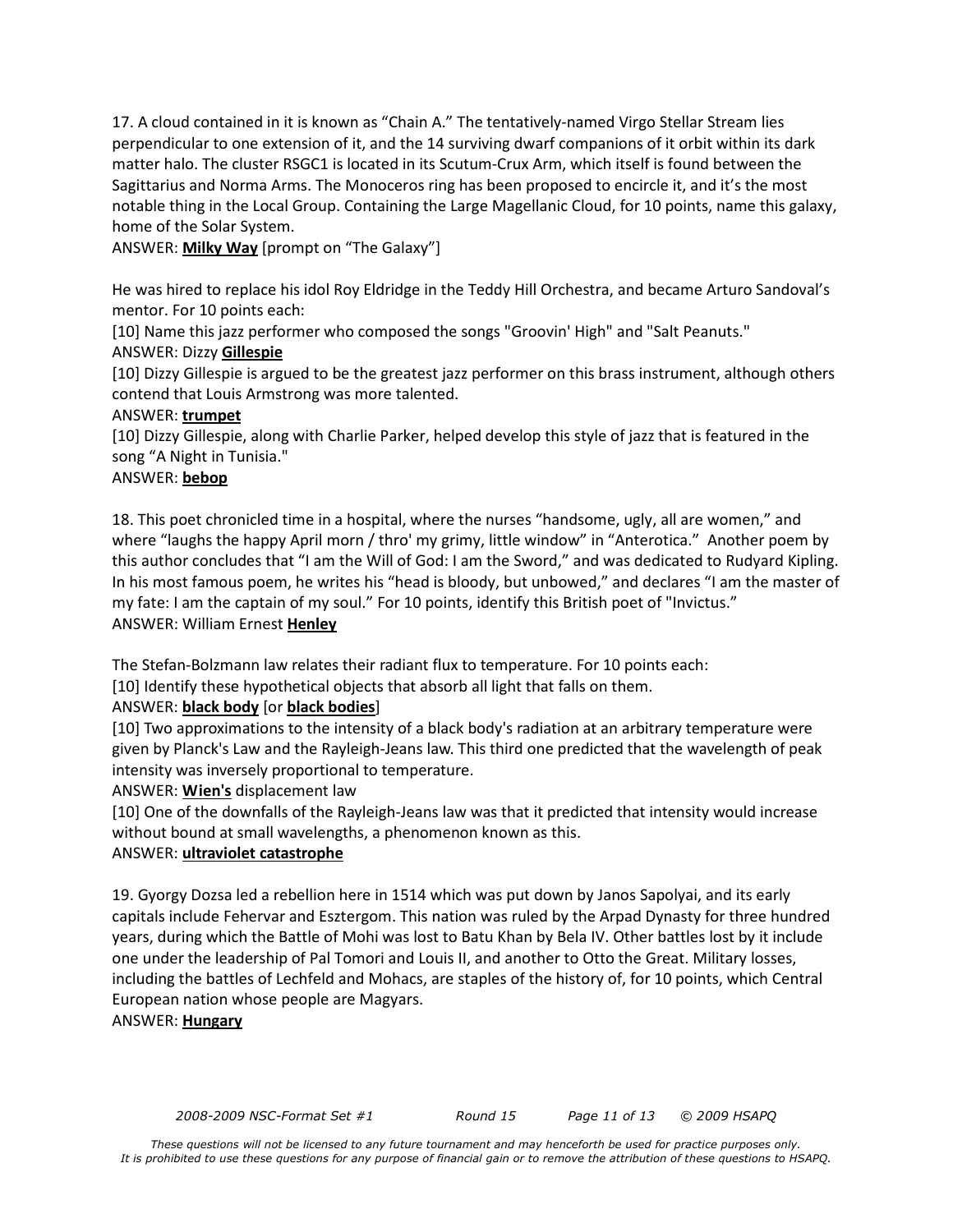17. A cloud contained in it is known as "Chain A." The tentatively-named Virgo Stellar Stream lies perpendicular to one extension of it, and the 14 surviving dwarf companions of it orbit within its dark matter halo. The cluster RSGC1 is located in its Scutum-Crux Arm, which itself is found between the Sagittarius and Norma Arms. The Monoceros ring has been proposed to encircle it, and it's the most notable thing in the Local Group. Containing the Large Magellanic Cloud, for 10 points, name this galaxy, home of the Solar System.
ANSWER: **Milky Way** [prompt on "The Galaxy"]

He was hired to replace his idol Roy Eldridge in the Teddy Hill Orchestra, and became Arturo Sandoval's mentor. For 10 points each:
[10] Name this jazz performer who composed the songs "Groovin' High" and "Salt Peanuts."
ANSWER: Dizzy **Gillespie**
[10] Dizzy Gillespie is argued to be the greatest jazz performer on this brass instrument, although others contend that Louis Armstrong was more talented.
ANSWER: **trumpet**
[10] Dizzy Gillespie, along with Charlie Parker, helped develop this style of jazz that is featured in the song "A Night in Tunisia."
ANSWER: **bebop**

18. This poet chronicled time in a hospital, where the nurses "handsome, ugly, all are women," and where "laughs the happy April morn / thro' my grimy, little window" in "Anterotica." Another poem by this author concludes that "I am the Will of God: I am the Sword," and was dedicated to Rudyard Kipling. In his most famous poem, he writes his "head is bloody, but unbowed," and declares "I am the master of my fate: I am the captain of my soul." For 10 points, identify this British poet of "Invictus."
ANSWER: William Ernest **Henley**

The Stefan-Bolzmann law relates their radiant flux to temperature. For 10 points each:
[10] Identify these hypothetical objects that absorb all light that falls on them.
ANSWER: **black body** [or **black bodies**]
[10] Two approximations to the intensity of a black body's radiation at an arbitrary temperature were given by Planck's Law and the Rayleigh-Jeans law. This third one predicted that the wavelength of peak intensity was inversely proportional to temperature.
ANSWER: **Wien's** displacement law
[10] One of the downfalls of the Rayleigh-Jeans law was that it predicted that intensity would increase without bound at small wavelengths, a phenomenon known as this.
ANSWER: **ultraviolet catastrophe**

19. Gyorgy Dozsa led a rebellion here in 1514 which was put down by Janos Sapolyai, and its early capitals include Fehervar and Esztergom. This nation was ruled by the Arpad Dynasty for three hundred years, during which the Battle of Mohi was lost to Batu Khan by Bela IV. Other battles lost by it include one under the leadership of Pal Tomori and Louis II, and another to Otto the Great. Military losses, including the battles of Lechfeld and Mohacs, are staples of the history of, for 10 points, which Central European nation whose people are Magyars.
ANSWER: **Hungary**

*These questions will not be licensed to any future tournament and may henceforth be used for practice purposes only. It is prohibited to use these questions for any purpose of financial gain or to remove the attribution of these questions to HSAPQ.*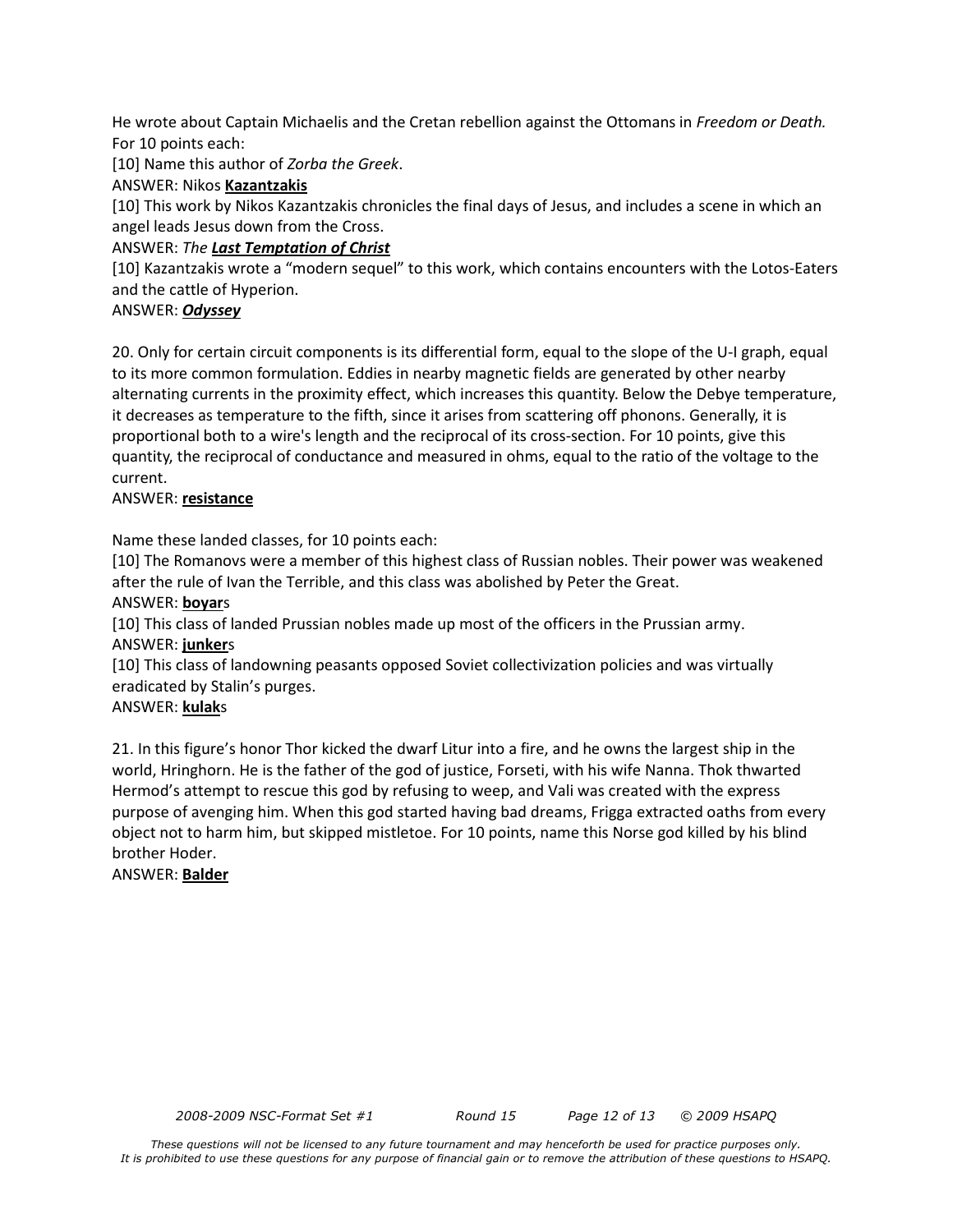He wrote about Captain Michaelis and the Cretan rebellion against the Ottomans in *Freedom or Death.* For 10 points each:

[10] Name this author of *Zorba the Greek*.

ANSWER: Nikos **Kazantzakis**

[10] This work by Nikos Kazantzakis chronicles the final days of Jesus, and includes a scene in which an angel leads Jesus down from the Cross.

ANSWER: *The* ***Last Temptation of Christ***

[10] Kazantzakis wrote a "modern sequel" to this work, which contains encounters with the Lotos-Eaters and the cattle of Hyperion.

ANSWER: ***Odyssey***

20. Only for certain circuit components is its differential form, equal to the slope of the U-I graph, equal to its more common formulation. Eddies in nearby magnetic fields are generated by other nearby alternating currents in the proximity effect, which increases this quantity. Below the Debye temperature, it decreases as temperature to the fifth, since it arises from scattering off phonons. Generally, it is proportional both to a wire's length and the reciprocal of its cross-section. For 10 points, give this quantity, the reciprocal of conductance and measured in ohms, equal to the ratio of the voltage to the current.

ANSWER: **resistance**

Name these landed classes, for 10 points each:

[10] The Romanovs were a member of this highest class of Russian nobles. Their power was weakened after the rule of Ivan the Terrible, and this class was abolished by Peter the Great.

ANSWER: **boyar**s

[10] This class of landed Prussian nobles made up most of the officers in the Prussian army.

ANSWER: **junker**s

[10] This class of landowning peasants opposed Soviet collectivization policies and was virtually eradicated by Stalin's purges.

ANSWER: **kulak**s

21. In this figure's honor Thor kicked the dwarf Litur into a fire, and he owns the largest ship in the world, Hringhorn. He is the father of the god of justice, Forseti, with his wife Nanna. Thok thwarted Hermod's attempt to rescue this god by refusing to weep, and Vali was created with the express purpose of avenging him. When this god started having bad dreams, Frigga extracted oaths from every object not to harm him, but skipped mistletoe. For 10 points, name this Norse god killed by his blind brother Hoder.

ANSWER: **Balder**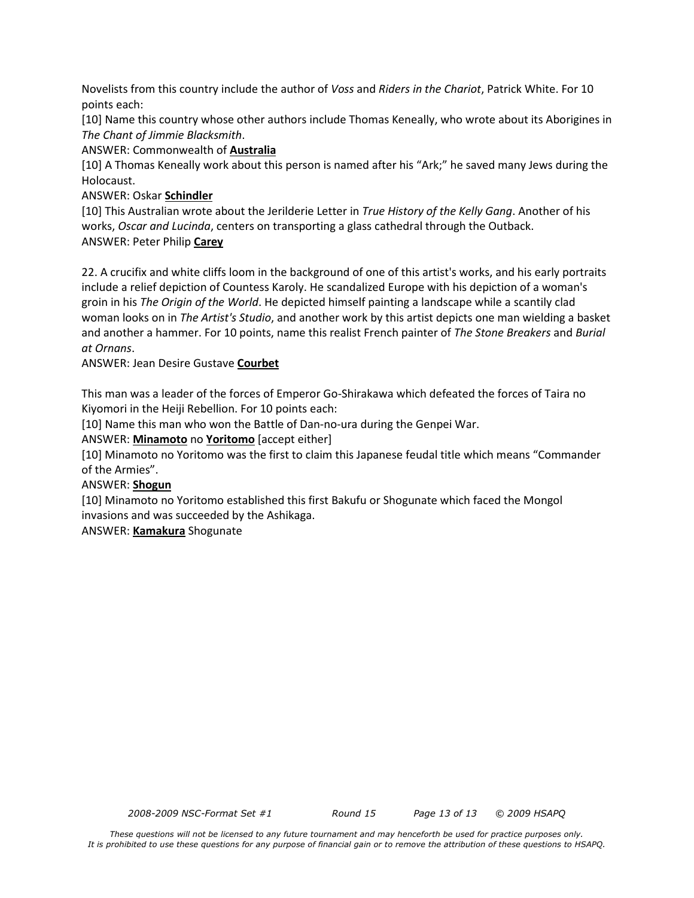Novelists from this country include the author of *Voss* and *Riders in the Chariot*, Patrick White. For 10 points each:

[10] Name this country whose other authors include Thomas Keneally, who wrote about its Aborigines in *The Chant of Jimmie Blacksmith*.

ANSWER: Commonwealth of **Australia**

[10] A Thomas Keneally work about this person is named after his "Ark;" he saved many Jews during the Holocaust.

ANSWER: Oskar **Schindler**

[10] This Australian wrote about the Jerilderie Letter in *True History of the Kelly Gang*. Another of his works, *Oscar and Lucinda*, centers on transporting a glass cathedral through the Outback.

ANSWER: Peter Philip **Carey**

22. A crucifix and white cliffs loom in the background of one of this artist's works, and his early portraits include a relief depiction of Countess Karoly. He scandalized Europe with his depiction of a woman's groin in his *The Origin of the World*. He depicted himself painting a landscape while a scantily clad woman looks on in *The Artist's Studio*, and another work by this artist depicts one man wielding a basket and another a hammer. For 10 points, name this realist French painter of *The Stone Breakers* and *Burial at Ornans*.

ANSWER: Jean Desire Gustave **Courbet**

This man was a leader of the forces of Emperor Go-Shirakawa which defeated the forces of Taira no Kiyomori in the Heiji Rebellion. For 10 points each:

[10] Name this man who won the Battle of Dan-no-ura during the Genpei War.

ANSWER: **Minamoto** no **Yoritomo** [accept either]

[10] Minamoto no Yoritomo was the first to claim this Japanese feudal title which means "Commander of the Armies".

ANSWER: **Shogun**

[10] Minamoto no Yoritomo established this first Bakufu or Shogunate which faced the Mongol invasions and was succeeded by the Ashikaga.

ANSWER: **Kamakura** Shogunate